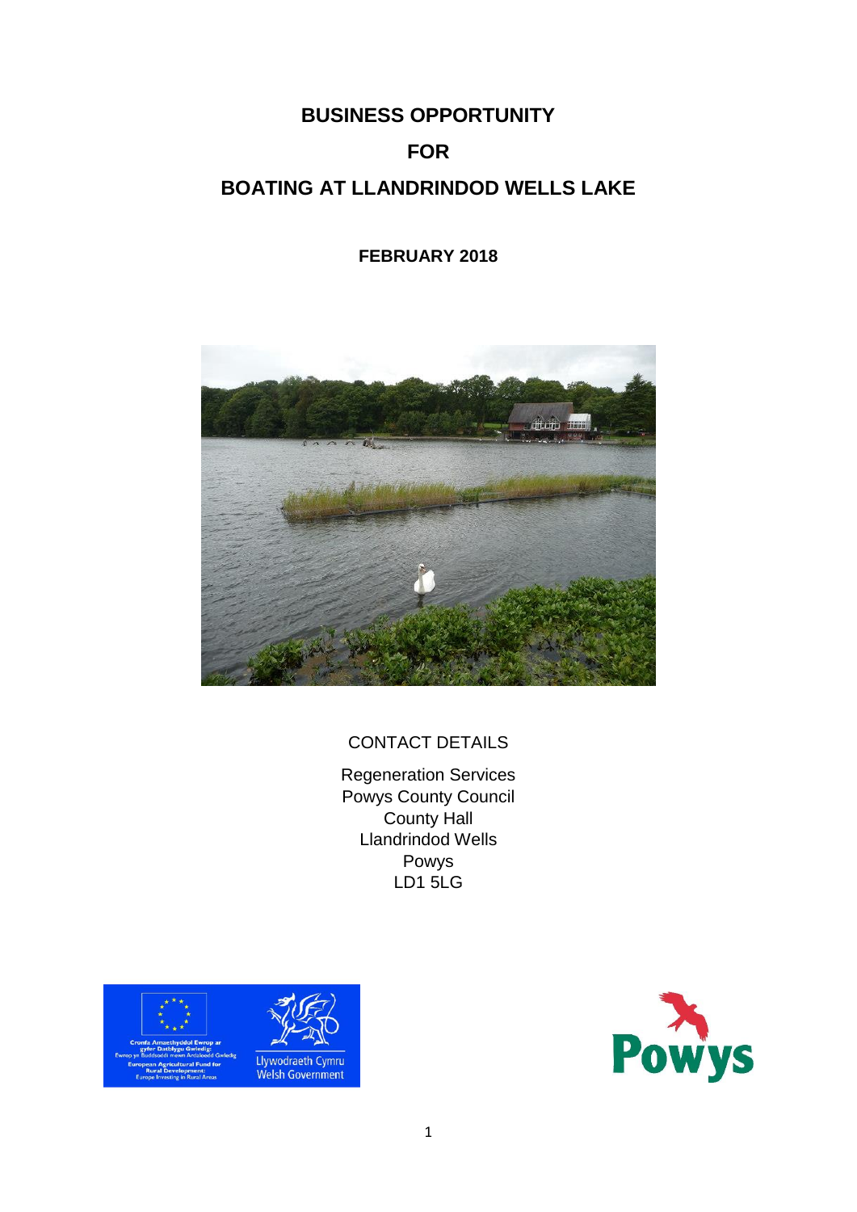# BUSINESS OPPORTUNITY

# FOR

# BOATING AT LLANDRINDOD WELLS LAKE

**FEBRUARY 2018**

CONTACT DETAILS

Regeneration Services
Powys County Council
County Hall
Llandrindod Wells
Powys
LD1 5LG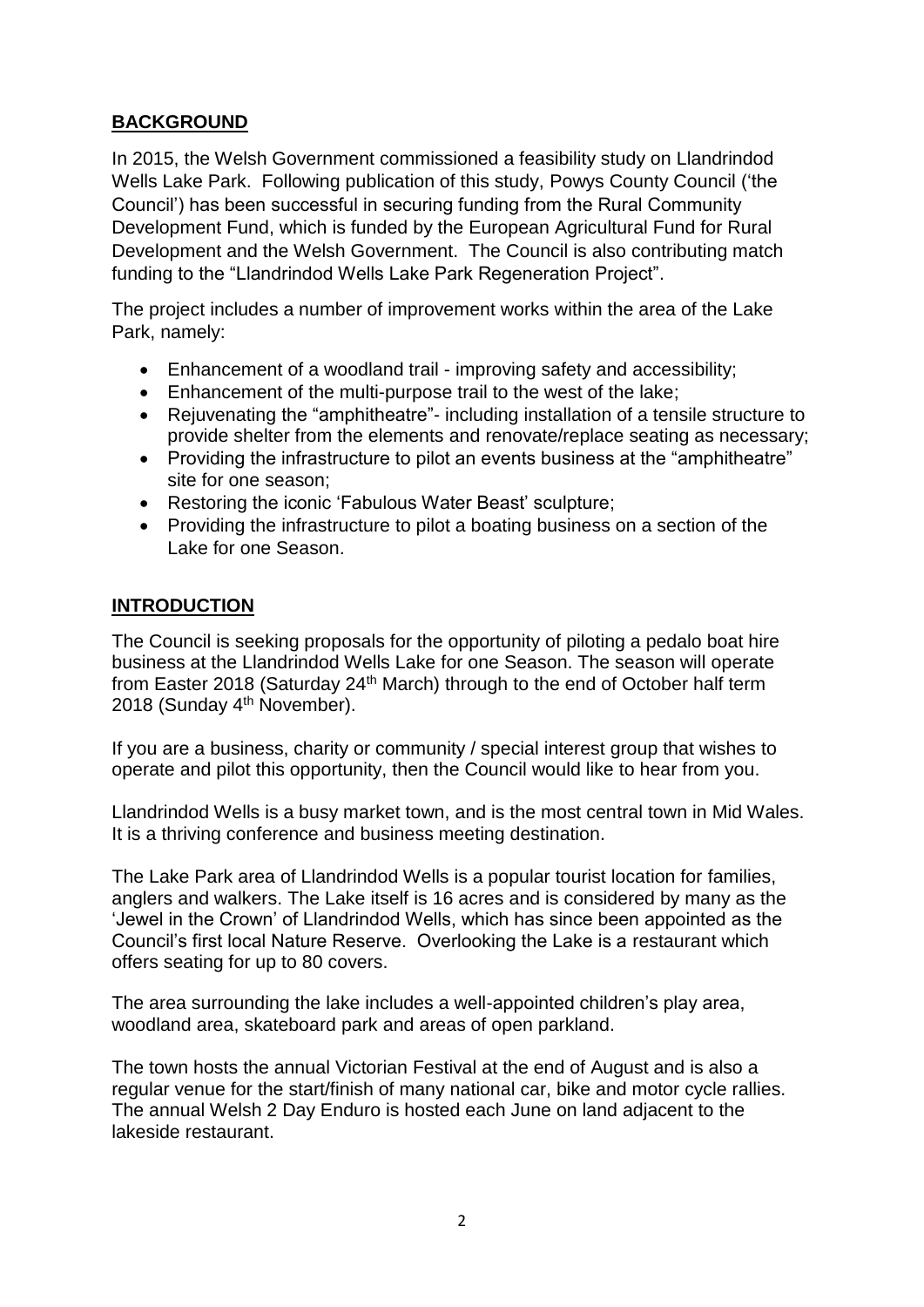## BACKGROUND

In 2015, the Welsh Government commissioned a feasibility study on Llandrindod Wells Lake Park. Following publication of this study, Powys County Council ('the Council') has been successful in securing funding from the Rural Community Development Fund, which is funded by the European Agricultural Fund for Rural Development and the Welsh Government. The Council is also contributing match funding to the "Llandrindod Wells Lake Park Regeneration Project".

The project includes a number of improvement works within the area of the Lake Park, namely:

- Enhancement of a woodland trail - improving safety and accessibility;
- Enhancement of the multi-purpose trail to the west of the lake;
- Rejuvenating the "amphitheatre"- including installation of a tensile structure to provide shelter from the elements and renovate/replace seating as necessary;
- Providing the infrastructure to pilot an events business at the "amphitheatre" site for one season;
- Restoring the iconic 'Fabulous Water Beast' sculpture;
- Providing the infrastructure to pilot a boating business on a section of the Lake for one Season.

## INTRODUCTION

The Council is seeking proposals for the opportunity of piloting a pedalo boat hire business at the Llandrindod Wells Lake for one Season. The season will operate from Easter 2018 (Saturday 24th March) through to the end of October half term 2018 (Sunday 4th November).

If you are a business, charity or community / special interest group that wishes to operate and pilot this opportunity, then the Council would like to hear from you.

Llandrindod Wells is a busy market town, and is the most central town in Mid Wales. It is a thriving conference and business meeting destination.

The Lake Park area of Llandrindod Wells is a popular tourist location for families, anglers and walkers. The Lake itself is 16 acres and is considered by many as the 'Jewel in the Crown' of Llandrindod Wells, which has since been appointed as the Council's first local Nature Reserve. Overlooking the Lake is a restaurant which offers seating for up to 80 covers.

The area surrounding the lake includes a well-appointed children's play area, woodland area, skateboard park and areas of open parkland.

The town hosts the annual Victorian Festival at the end of August and is also a regular venue for the start/finish of many national car, bike and motor cycle rallies. The annual Welsh 2 Day Enduro is hosted each June on land adjacent to the lakeside restaurant.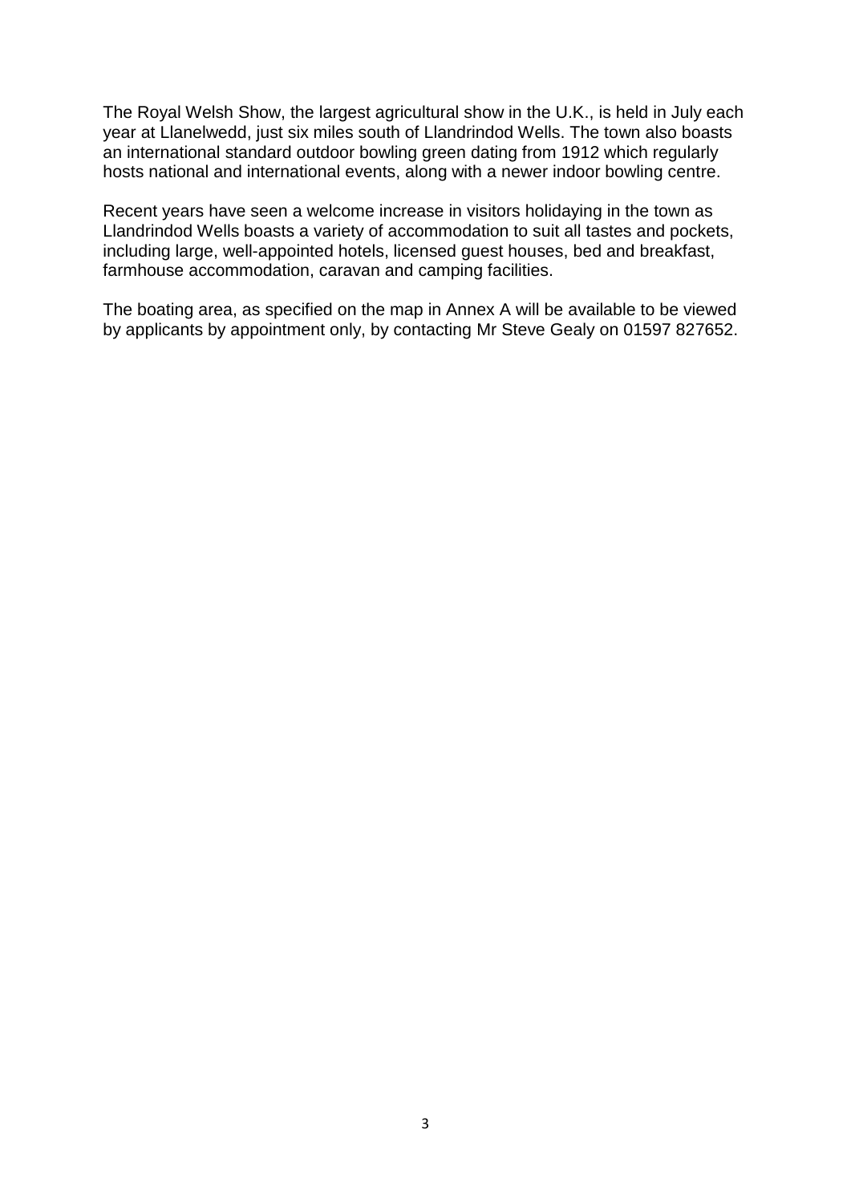The Royal Welsh Show, the largest agricultural show in the U.K., is held in July each year at Llanelwedd, just six miles south of Llandrindod Wells. The town also boasts an international standard outdoor bowling green dating from 1912 which regularly hosts national and international events, along with a newer indoor bowling centre.

Recent years have seen a welcome increase in visitors holidaying in the town as Llandrindod Wells boasts a variety of accommodation to suit all tastes and pockets, including large, well-appointed hotels, licensed guest houses, bed and breakfast, farmhouse accommodation, caravan and camping facilities.

The boating area, as specified on the map in Annex A will be available to be viewed by applicants by appointment only, by contacting Mr Steve Gealy on 01597 827652.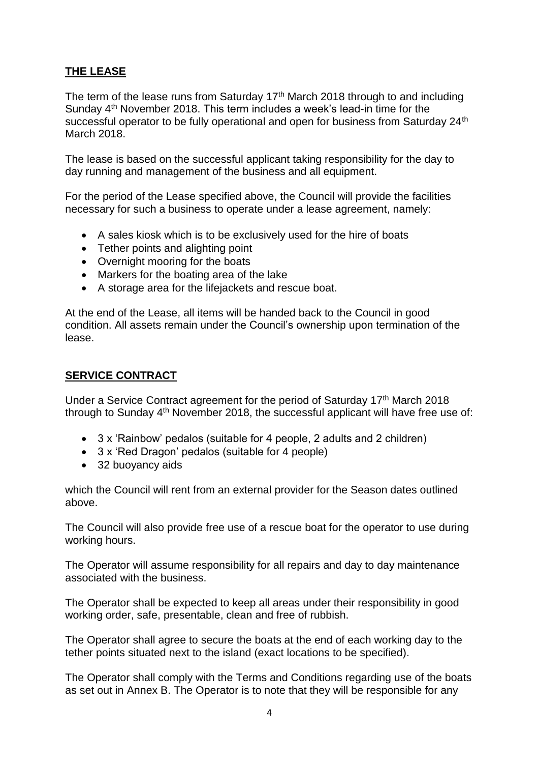## THE LEASE

The term of the lease runs from Saturday 17th March 2018 through to and including Sunday 4th November 2018. This term includes a week's lead-in time for the successful operator to be fully operational and open for business from Saturday 24th March 2018.

The lease is based on the successful applicant taking responsibility for the day to day running and management of the business and all equipment.

For the period of the Lease specified above, the Council will provide the facilities necessary for such a business to operate under a lease agreement, namely:

- A sales kiosk which is to be exclusively used for the hire of boats
- Tether points and alighting point
- Overnight mooring for the boats
- Markers for the boating area of the lake
- A storage area for the lifejackets and rescue boat.

At the end of the Lease, all items will be handed back to the Council in good condition. All assets remain under the Council's ownership upon termination of the lease.

## SERVICE CONTRACT

Under a Service Contract agreement for the period of Saturday 17th March 2018 through to Sunday 4th November 2018, the successful applicant will have free use of:

- 3 x 'Rainbow' pedalos (suitable for 4 people, 2 adults and 2 children)
- 3 x 'Red Dragon' pedalos (suitable for 4 people)
- 32 buoyancy aids

which the Council will rent from an external provider for the Season dates outlined above.

The Council will also provide free use of a rescue boat for the operator to use during working hours.

The Operator will assume responsibility for all repairs and day to day maintenance associated with the business.

The Operator shall be expected to keep all areas under their responsibility in good working order, safe, presentable, clean and free of rubbish.

The Operator shall agree to secure the boats at the end of each working day to the tether points situated next to the island (exact locations to be specified).

The Operator shall comply with the Terms and Conditions regarding use of the boats as set out in Annex B. The Operator is to note that they will be responsible for any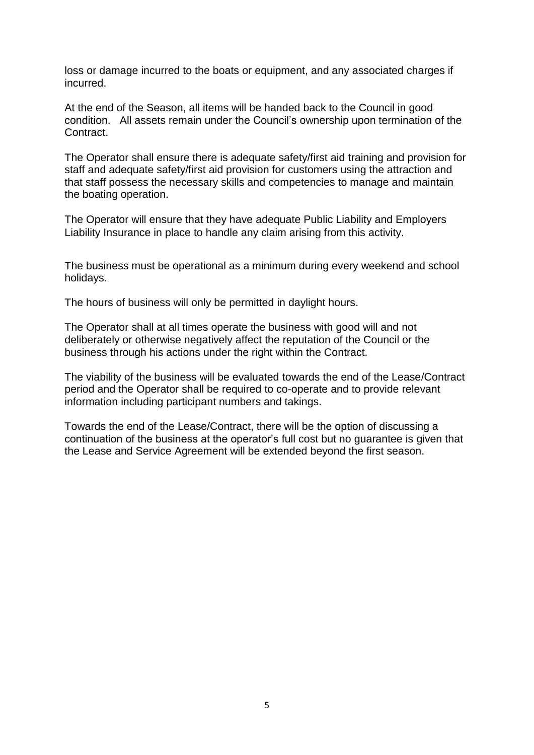loss or damage incurred to the boats or equipment, and any associated charges if incurred.

At the end of the Season, all items will be handed back to the Council in good condition. All assets remain under the Council's ownership upon termination of the Contract.

The Operator shall ensure there is adequate safety/first aid training and provision for staff and adequate safety/first aid provision for customers using the attraction and that staff possess the necessary skills and competencies to manage and maintain the boating operation.

The Operator will ensure that they have adequate Public Liability and Employers Liability Insurance in place to handle any claim arising from this activity.

The business must be operational as a minimum during every weekend and school holidays.

The hours of business will only be permitted in daylight hours.

The Operator shall at all times operate the business with good will and not deliberately or otherwise negatively affect the reputation of the Council or the business through his actions under the right within the Contract.

The viability of the business will be evaluated towards the end of the Lease/Contract period and the Operator shall be required to co-operate and to provide relevant information including participant numbers and takings.

Towards the end of the Lease/Contract, there will be the option of discussing a continuation of the business at the operator's full cost but no guarantee is given that the Lease and Service Agreement will be extended beyond the first season.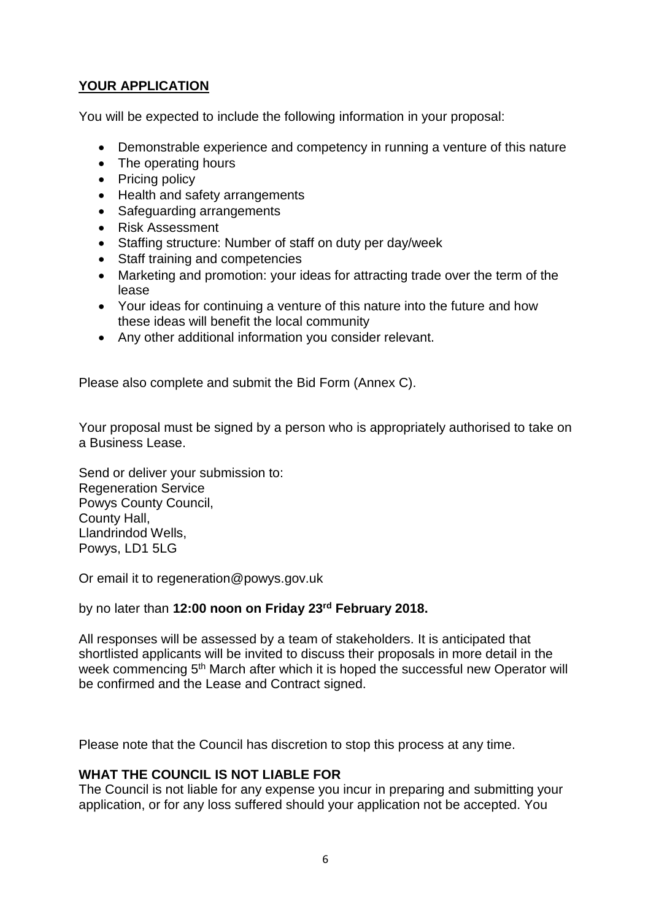## **YOUR APPLICATION**

You will be expected to include the following information in your proposal:

- Demonstrable experience and competency in running a venture of this nature
- The operating hours
- Pricing policy
- Health and safety arrangements
- Safeguarding arrangements
- Risk Assessment
- Staffing structure: Number of staff on duty per day/week
- Staff training and competencies
- Marketing and promotion: your ideas for attracting trade over the term of the lease
- Your ideas for continuing a venture of this nature into the future and how these ideas will benefit the local community
- Any other additional information you consider relevant.

Please also complete and submit the Bid Form (Annex C).

Your proposal must be signed by a person who is appropriately authorised to take on a Business Lease.

Send or deliver your submission to:
Regeneration Service
Powys County Council,
County Hall,
Llandrindod Wells,
Powys, LD1 5LG

Or email it to regeneration@powys.gov.uk

by no later than **12:00 noon on Friday 23rd February 2018.**

All responses will be assessed by a team of stakeholders. It is anticipated that shortlisted applicants will be invited to discuss their proposals in more detail in the week commencing 5th March after which it is hoped the successful new Operator will be confirmed and the Lease and Contract signed.

Please note that the Council has discretion to stop this process at any time.

**WHAT THE COUNCIL IS NOT LIABLE FOR**

The Council is not liable for any expense you incur in preparing and submitting your application, or for any loss suffered should your application not be accepted. You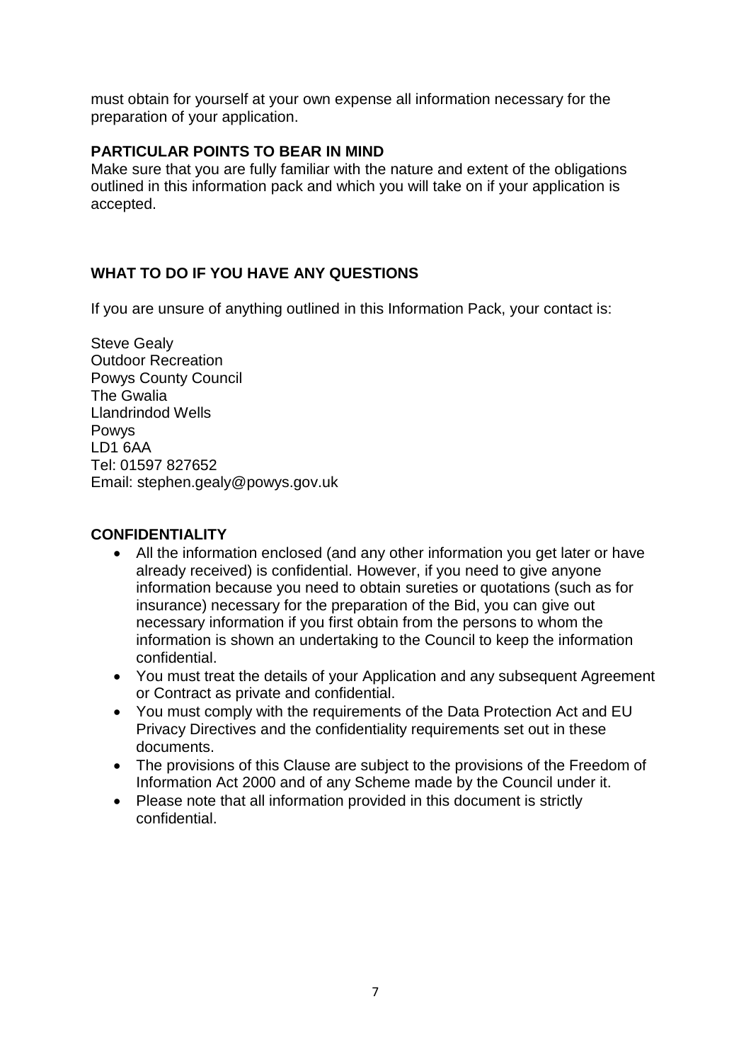must obtain for yourself at your own expense all information necessary for the preparation of your application.

**PARTICULAR POINTS TO BEAR IN MIND**

Make sure that you are fully familiar with the nature and extent of the obligations outlined in this information pack and which you will take on if your application is accepted.

**WHAT TO DO IF YOU HAVE ANY QUESTIONS**

If you are unsure of anything outlined in this Information Pack, your contact is:

Steve Gealy
Outdoor Recreation
Powys County Council
The Gwalia
Llandrindod Wells
Powys
LD1 6AA
Tel: 01597 827652
Email: stephen.gealy@powys.gov.uk

**CONFIDENTIALITY**

- All the information enclosed (and any other information you get later or have already received) is confidential. However, if you need to give anyone information because you need to obtain sureties or quotations (such as for insurance) necessary for the preparation of the Bid, you can give out necessary information if you first obtain from the persons to whom the information is shown an undertaking to the Council to keep the information confidential.
- You must treat the details of your Application and any subsequent Agreement or Contract as private and confidential.
- You must comply with the requirements of the Data Protection Act and EU Privacy Directives and the confidentiality requirements set out in these documents.
- The provisions of this Clause are subject to the provisions of the Freedom of Information Act 2000 and of any Scheme made by the Council under it.
- Please note that all information provided in this document is strictly confidential.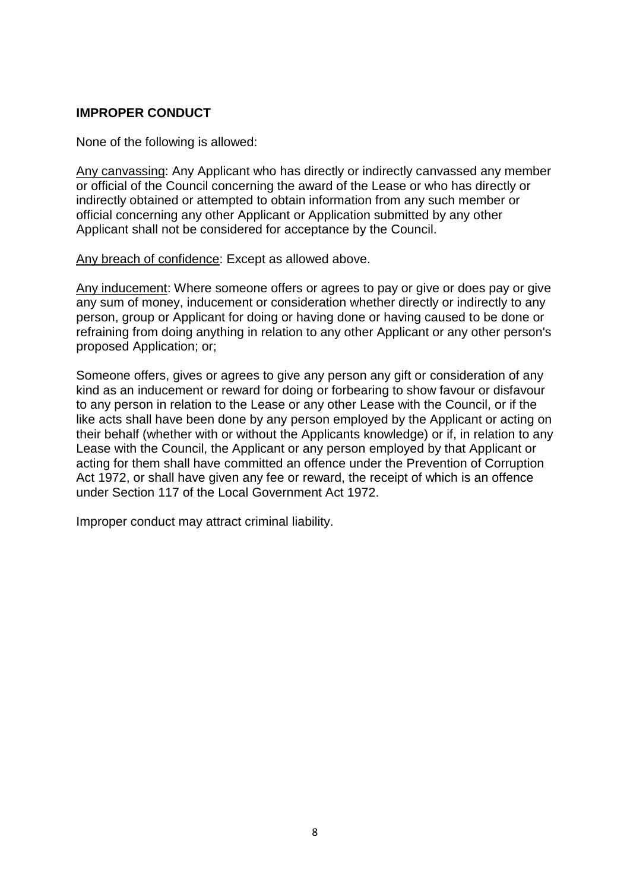**IMPROPER CONDUCT**

None of the following is allowed:

<u>Any canvassing</u>: Any Applicant who has directly or indirectly canvassed any member or official of the Council concerning the award of the Lease or who has directly or indirectly obtained or attempted to obtain information from any such member or official concerning any other Applicant or Application submitted by any other Applicant shall not be considered for acceptance by the Council.

<u>Any breach of confidence</u>: Except as allowed above.

<u>Any inducement</u>: Where someone offers or agrees to pay or give or does pay or give any sum of money, inducement or consideration whether directly or indirectly to any person, group or Applicant for doing or having done or having caused to be done or refraining from doing anything in relation to any other Applicant or any other person's proposed Application; or;

Someone offers, gives or agrees to give any person any gift or consideration of any kind as an inducement or reward for doing or forbearing to show favour or disfavour to any person in relation to the Lease or any other Lease with the Council, or if the like acts shall have been done by any person employed by the Applicant or acting on their behalf (whether with or without the Applicants knowledge) or if, in relation to any Lease with the Council, the Applicant or any person employed by that Applicant or acting for them shall have committed an offence under the Prevention of Corruption Act 1972, or shall have given any fee or reward, the receipt of which is an offence under Section 117 of the Local Government Act 1972.

Improper conduct may attract criminal liability.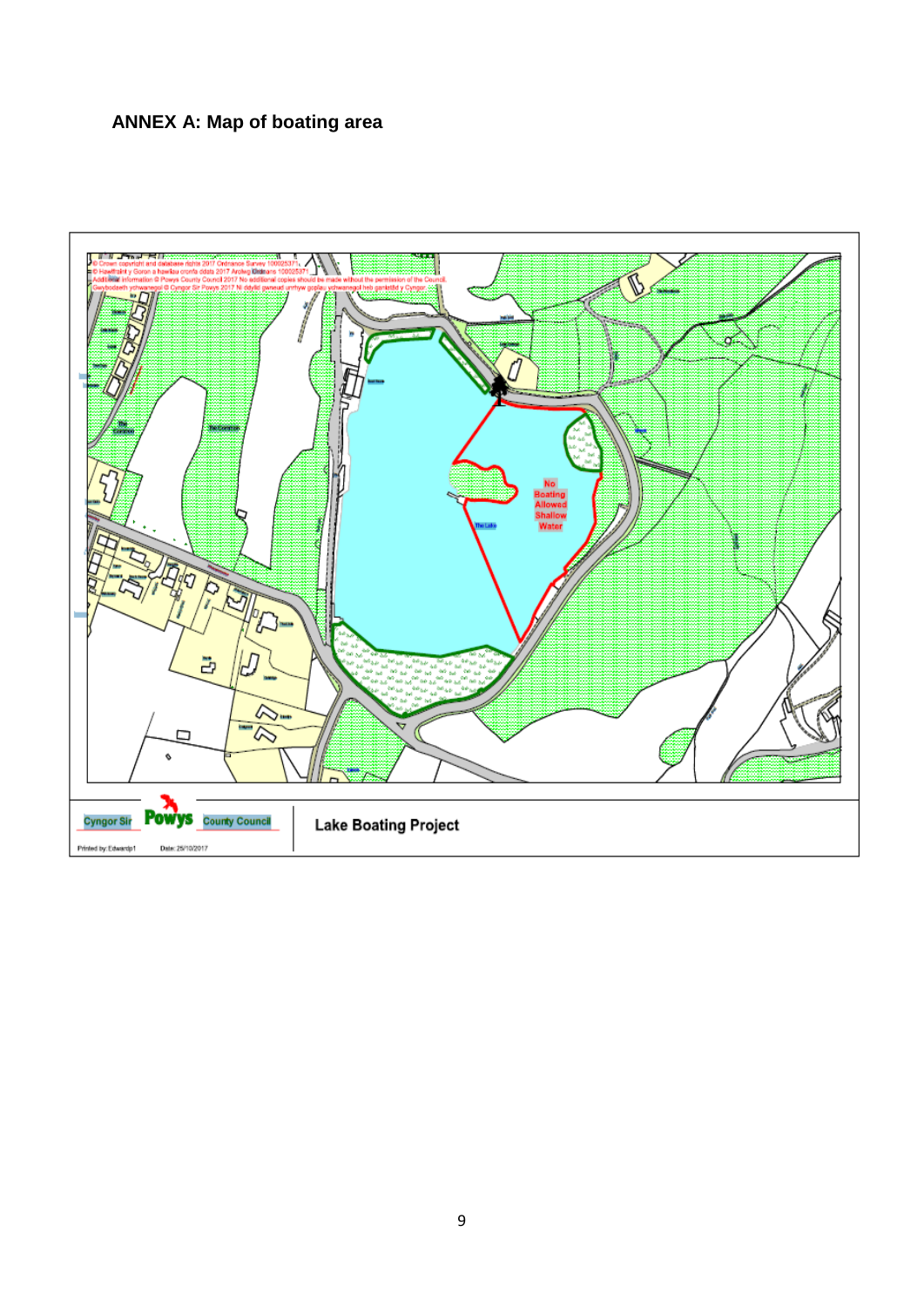## ANNEX A: Map of boating area

© Crown copyright and database rights 2017 Ordnance Survey 100025371.
© Hawlfraint y Goron a hawliau cronfa ddata 2017 Arolwg Ordnans 100025371.
Additional information © Powys County Council 2017 No additional copies should be made without the permission of the Council.
Gwybodaeth ychwanegol © Cyngor Sir Powys 2017 Ni ddylid gwneud unrhyw gopïau ychwanegol heb ganiatâd y Cyngor.

No Boating Allowed Shallow Water

The Lake

The Common

Cyngor Sir **Powys** County Council

**Lake Boating Project**

Printed by: Edwardp1 Date: 25/10/2017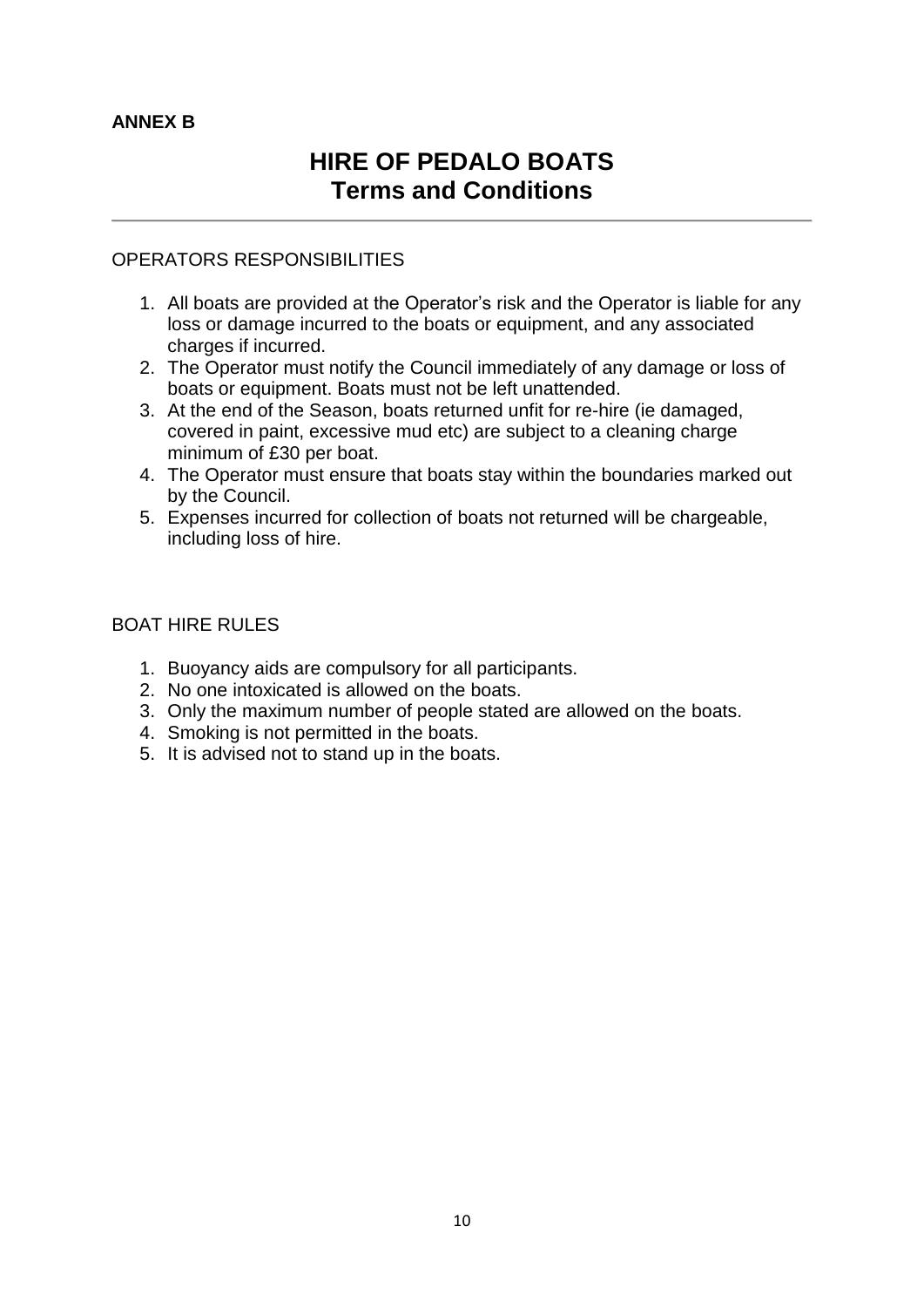**ANNEX B**

# HIRE OF PEDALO BOATS
# Terms and Conditions

---

## OPERATORS RESPONSIBILITIES

1. All boats are provided at the Operator's risk and the Operator is liable for any loss or damage incurred to the boats or equipment, and any associated charges if incurred.
2. The Operator must notify the Council immediately of any damage or loss of boats or equipment. Boats must not be left unattended.
3. At the end of the Season, boats returned unfit for re-hire (ie damaged, covered in paint, excessive mud etc) are subject to a cleaning charge minimum of £30 per boat.
4. The Operator must ensure that boats stay within the boundaries marked out by the Council.
5. Expenses incurred for collection of boats not returned will be chargeable, including loss of hire.

## BOAT HIRE RULES

1. Buoyancy aids are compulsory for all participants.
2. No one intoxicated is allowed on the boats.
3. Only the maximum number of people stated are allowed on the boats.
4. Smoking is not permitted in the boats.
5. It is advised not to stand up in the boats.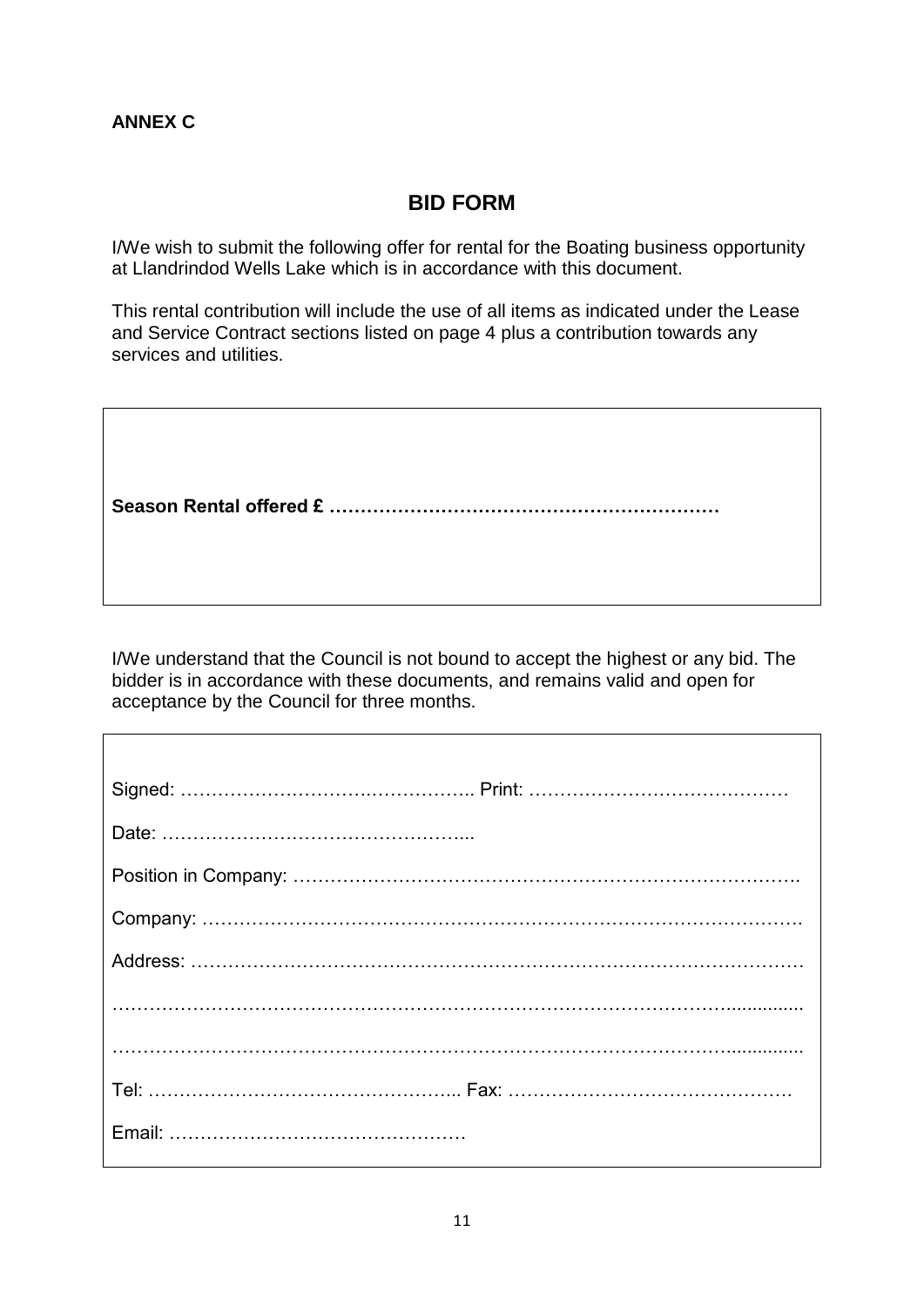**ANNEX C**

## BID FORM

I/We wish to submit the following offer for rental for the Boating business opportunity at Llandrindod Wells Lake which is in accordance with this document.

This rental contribution will include the use of all items as indicated under the Lease and Service Contract sections listed on page 4 plus a contribution towards any services and utilities.

**Season Rental offered £ ………………………………………………………**

I/We understand that the Council is not bound to accept the highest or any bid. The bidder is in accordance with these documents, and remains valid and open for acceptance by the Council for three months.

Signed: ………………………………………….. Print: ……………………………………

Date: …………………………………………...

Position in Company: ……………………………………………………………………….

Company: ……………………………………………………………………………….

Address: …………………………………………………………………………………

……………………………………………………………………………………………..

……………………………………………………………………………………………..

Tel: …………………………………………... Fax: ………………………………………

Email: …………………………………………